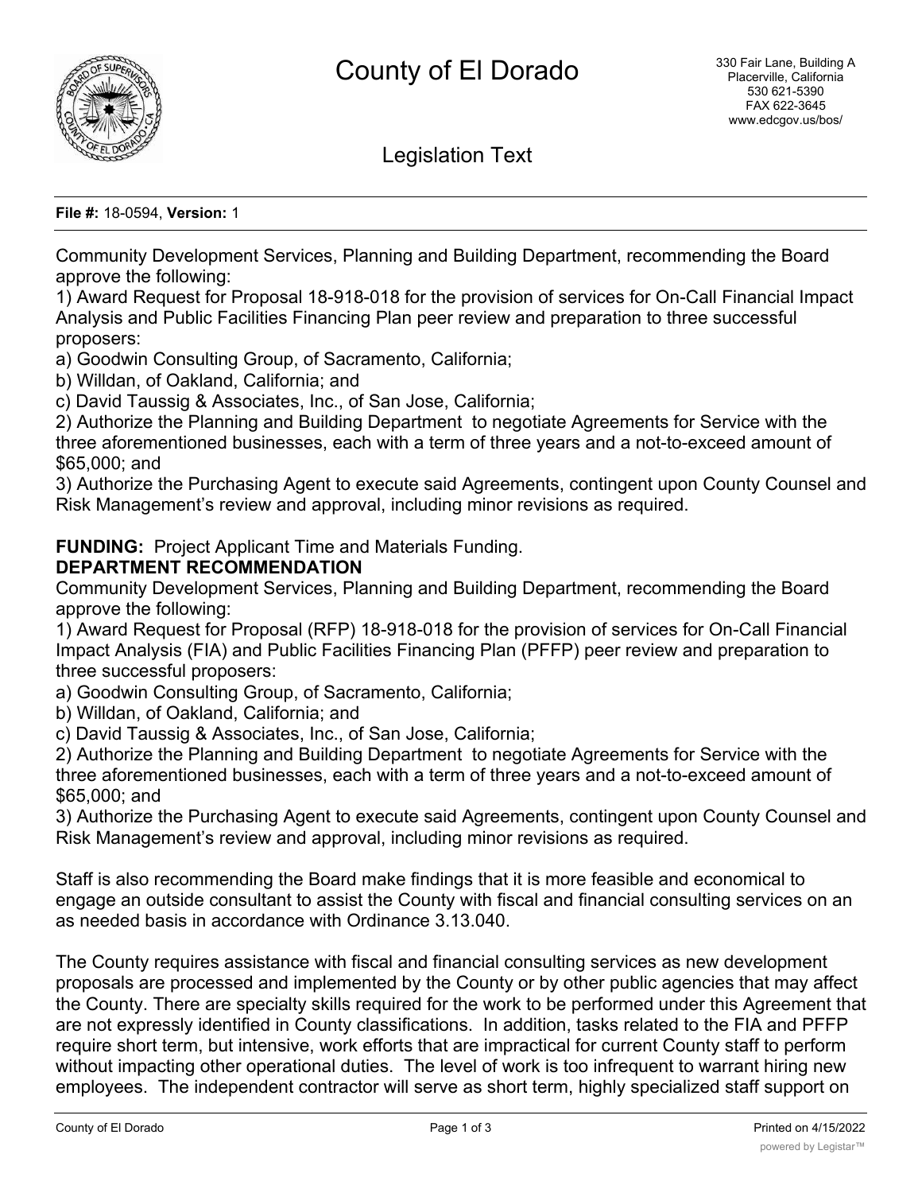# County of El Dorado

330 Fair Lane, Building A
Placerville, California
530 621-5390
FAX 622-3645
www.edcgov.us/bos/

## Legislation Text

**File #:** 18-0594, **Version:** 1

Community Development Services, Planning and Building Department, recommending the Board approve the following:
1) Award Request for Proposal 18-918-018 for the provision of services for On-Call Financial Impact Analysis and Public Facilities Financing Plan peer review and preparation to three successful proposers:
a) Goodwin Consulting Group, of Sacramento, California;
b) Willdan, of Oakland, California; and
c) David Taussig & Associates, Inc., of San Jose, California;
2) Authorize the Planning and Building Department to negotiate Agreements for Service with the three aforementioned businesses, each with a term of three years and a not-to-exceed amount of $65,000; and
3) Authorize the Purchasing Agent to execute said Agreements, contingent upon County Counsel and Risk Management's review and approval, including minor revisions as required.

**FUNDING:** Project Applicant Time and Materials Funding.

**DEPARTMENT RECOMMENDATION**

Community Development Services, Planning and Building Department, recommending the Board approve the following:
1) Award Request for Proposal (RFP) 18-918-018 for the provision of services for On-Call Financial Impact Analysis (FIA) and Public Facilities Financing Plan (PFFP) peer review and preparation to three successful proposers:
a) Goodwin Consulting Group, of Sacramento, California;
b) Willdan, of Oakland, California; and
c) David Taussig & Associates, Inc., of San Jose, California;
2) Authorize the Planning and Building Department to negotiate Agreements for Service with the three aforementioned businesses, each with a term of three years and a not-to-exceed amount of $65,000; and
3) Authorize the Purchasing Agent to execute said Agreements, contingent upon County Counsel and Risk Management's review and approval, including minor revisions as required.

Staff is also recommending the Board make findings that it is more feasible and economical to engage an outside consultant to assist the County with fiscal and financial consulting services on an as needed basis in accordance with Ordinance 3.13.040.

The County requires assistance with fiscal and financial consulting services as new development proposals are processed and implemented by the County or by other public agencies that may affect the County. There are specialty skills required for the work to be performed under this Agreement that are not expressly identified in County classifications. In addition, tasks related to the FIA and PFFP require short term, but intensive, work efforts that are impractical for current County staff to perform without impacting other operational duties. The level of work is too infrequent to warrant hiring new employees. The independent contractor will serve as short term, highly specialized staff support on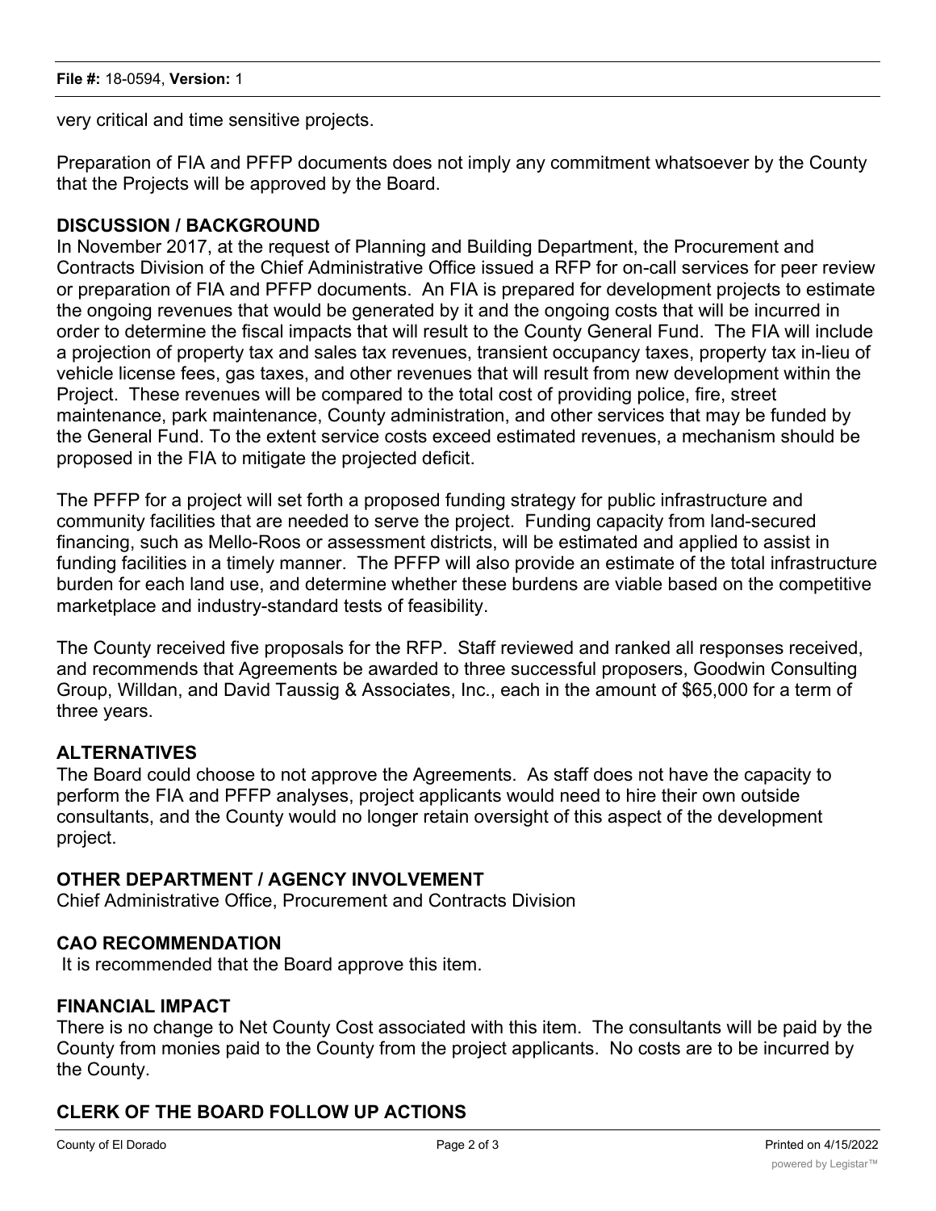very critical and time sensitive projects.

Preparation of FIA and PFFP documents does not imply any commitment whatsoever by the County that the Projects will be approved by the Board.

## DISCUSSION / BACKGROUND

In November 2017, at the request of Planning and Building Department, the Procurement and Contracts Division of the Chief Administrative Office issued a RFP for on-call services for peer review or preparation of FIA and PFFP documents. An FIA is prepared for development projects to estimate the ongoing revenues that would be generated by it and the ongoing costs that will be incurred in order to determine the fiscal impacts that will result to the County General Fund. The FIA will include a projection of property tax and sales tax revenues, transient occupancy taxes, property tax in-lieu of vehicle license fees, gas taxes, and other revenues that will result from new development within the Project. These revenues will be compared to the total cost of providing police, fire, street maintenance, park maintenance, County administration, and other services that may be funded by the General Fund. To the extent service costs exceed estimated revenues, a mechanism should be proposed in the FIA to mitigate the projected deficit.

The PFFP for a project will set forth a proposed funding strategy for public infrastructure and community facilities that are needed to serve the project. Funding capacity from land-secured financing, such as Mello-Roos or assessment districts, will be estimated and applied to assist in funding facilities in a timely manner. The PFFP will also provide an estimate of the total infrastructure burden for each land use, and determine whether these burdens are viable based on the competitive marketplace and industry-standard tests of feasibility.

The County received five proposals for the RFP. Staff reviewed and ranked all responses received, and recommends that Agreements be awarded to three successful proposers, Goodwin Consulting Group, Willdan, and David Taussig & Associates, Inc., each in the amount of $65,000 for a term of three years.

## ALTERNATIVES

The Board could choose to not approve the Agreements. As staff does not have the capacity to perform the FIA and PFFP analyses, project applicants would need to hire their own outside consultants, and the County would no longer retain oversight of this aspect of the development project.

## OTHER DEPARTMENT / AGENCY INVOLVEMENT

Chief Administrative Office, Procurement and Contracts Division

## CAO RECOMMENDATION

It is recommended that the Board approve this item.

## FINANCIAL IMPACT

There is no change to Net County Cost associated with this item. The consultants will be paid by the County from monies paid to the County from the project applicants. No costs are to be incurred by the County.

## CLERK OF THE BOARD FOLLOW UP ACTIONS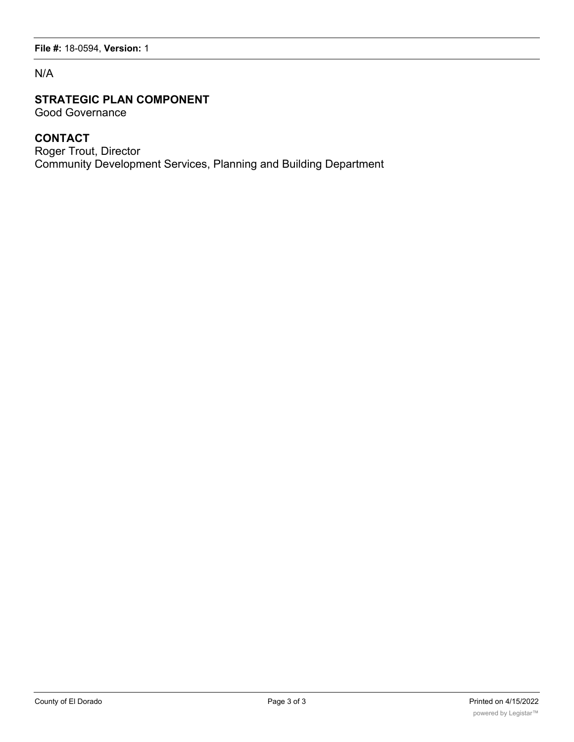N/A

## STRATEGIC PLAN COMPONENT

Good Governance

## CONTACT

Roger Trout, Director
Community Development Services, Planning and Building Department